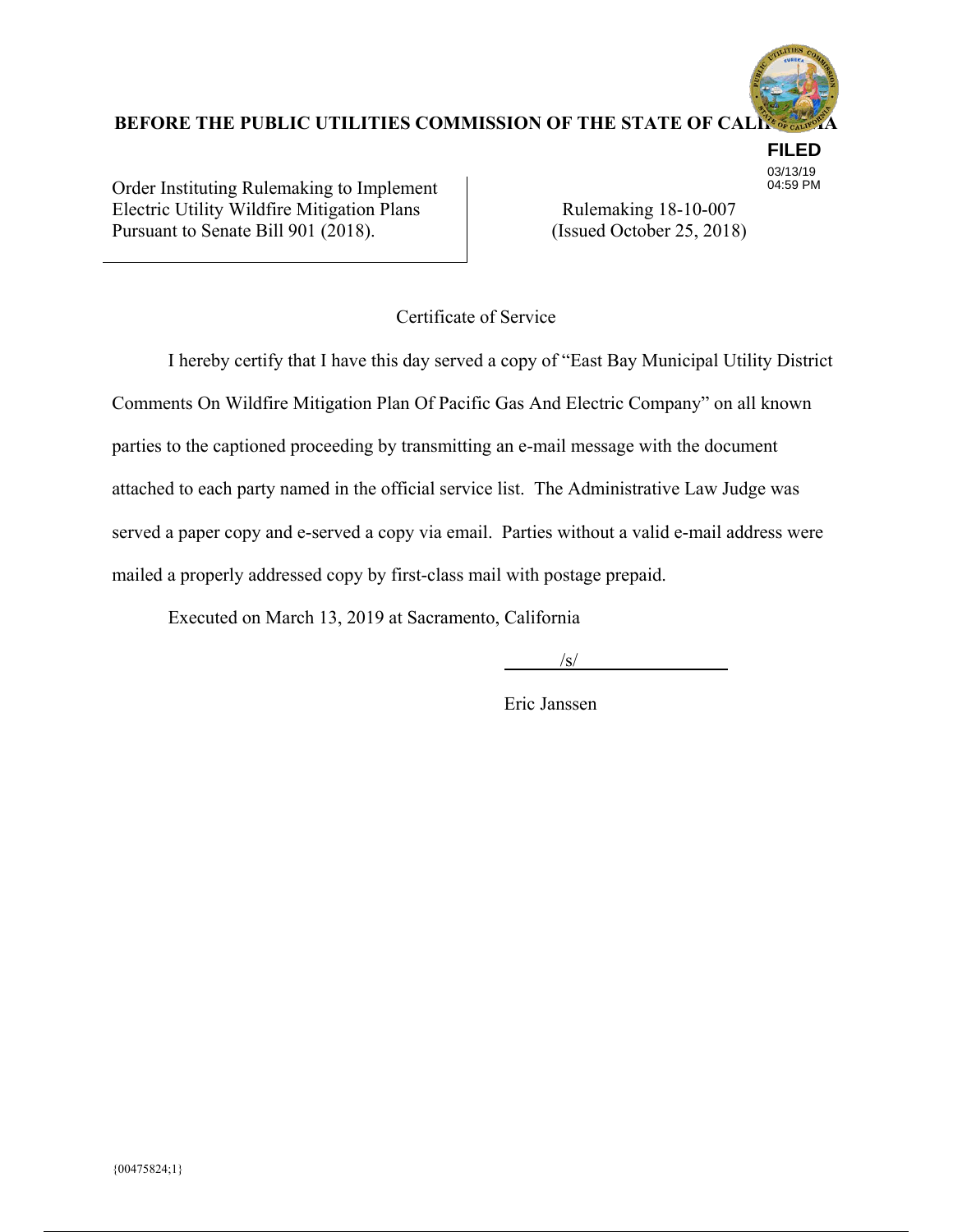**BEFORE THE PUBLIC UTILITIES COMMISSION OF THE STATE OF CALIFORNIA**

**FILED**
03/13/19
04:59 PM

| Order Instituting Rulemaking to Implement Electric Utility Wildfire Mitigation Plans Pursuant to Senate Bill 901 (2018). | Rulemaking 18-10-007 (Issued October 25, 2018) |
|---|---|

Certificate of Service

I hereby certify that I have this day served a copy of "East Bay Municipal Utility District Comments On Wildfire Mitigation Plan Of Pacific Gas And Electric Company" on all known parties to the captioned proceeding by transmitting an e-mail message with the document attached to each party named in the official service list. The Administrative Law Judge was served a paper copy and e-served a copy via email. Parties without a valid e-mail address were mailed a properly addressed copy by first-class mail with postage prepaid.

Executed on March 13, 2019 at Sacramento, California

/s/

Eric Janssen

{00475824;1}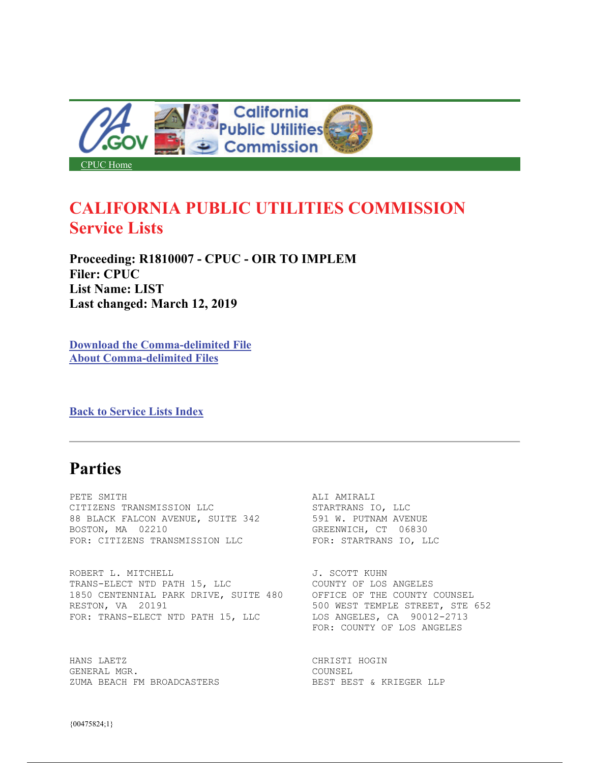CPUC Home

# CALIFORNIA PUBLIC UTILITIES COMMISSION
## Service Lists

**Proceeding: R1810007 - CPUC - OIR TO IMPLEM**
**Filer: CPUC**
**List Name: LIST**
**Last changed: March 12, 2019**

**Download the Comma-delimited File**
**About Comma-delimited Files**

**Back to Service Lists Index**

---

## Parties

PETE SMITH
CITIZENS TRANSMISSION LLC
88 BLACK FALCON AVENUE, SUITE 342
BOSTON, MA 02210
FOR: CITIZENS TRANSMISSION LLC

ALI AMIRALI
STARTRANS IO, LLC
591 W. PUTNAM AVENUE
GREENWICH, CT 06830
FOR: STARTRANS IO, LLC

ROBERT L. MITCHELL
TRANS-ELECT NTD PATH 15, LLC
1850 CENTENNIAL PARK DRIVE, SUITE 480
RESTON, VA 20191
FOR: TRANS-ELECT NTD PATH 15, LLC

J. SCOTT KUHN
COUNTY OF LOS ANGELES
OFFICE OF THE COUNTY COUNSEL
500 WEST TEMPLE STREET, STE 652
LOS ANGELES, CA 90012-2713
FOR: COUNTY OF LOS ANGELES

HANS LAETZ
GENERAL MGR.
ZUMA BEACH FM BROADCASTERS

CHRISTI HOGIN
COUNSEL
BEST BEST & KRIEGER LLP

{00475824;1}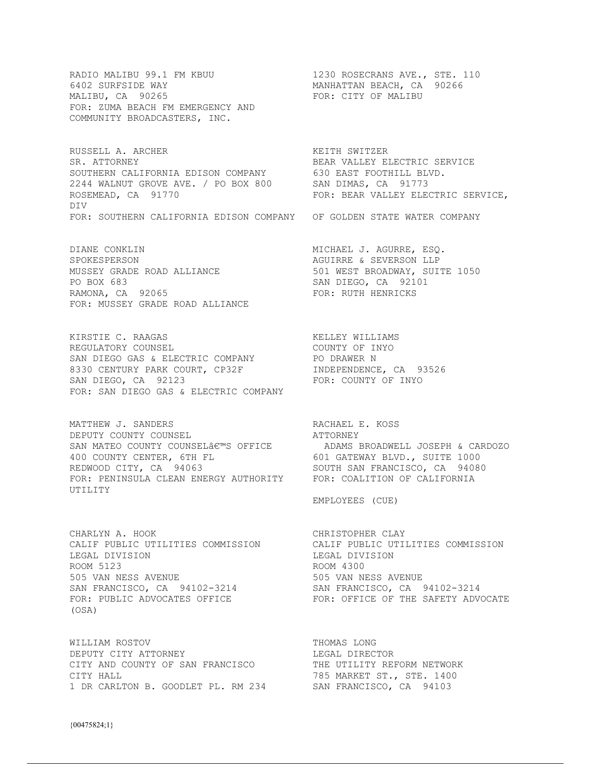RADIO MALIBU 99.1 FM KBUU
6402 SURFSIDE WAY
MALIBU, CA 90265
FOR: ZUMA BEACH FM EMERGENCY AND COMMUNITY BROADCASTERS, INC.

1230 ROSECRANS AVE., STE. 110
MANHATTAN BEACH, CA 90266
FOR: CITY OF MALIBU

RUSSELL A. ARCHER
SR. ATTORNEY
SOUTHERN CALIFORNIA EDISON COMPANY
2244 WALNUT GROVE AVE. / PO BOX 800
ROSEMEAD, CA 91770
FOR: SOUTHERN CALIFORNIA EDISON COMPANY

KEITH SWITZER
BEAR VALLEY ELECTRIC SERVICE
630 EAST FOOTHILL BLVD.
SAN DIMAS, CA 91773
FOR: BEAR VALLEY ELECTRIC SERVICE, DIV OF GOLDEN STATE WATER COMPANY

DIANE CONKLIN
SPOKESPERSON
MUSSEY GRADE ROAD ALLIANCE
PO BOX 683
RAMONA, CA 92065
FOR: MUSSEY GRADE ROAD ALLIANCE

MICHAEL J. AGURRE, ESQ.
AGUIRRE & SEVERSON LLP
501 WEST BROADWAY, SUITE 1050
SAN DIEGO, CA 92101
FOR: RUTH HENRICKS

KIRSTIE C. RAAGAS
REGULATORY COUNSEL
SAN DIEGO GAS & ELECTRIC COMPANY
8330 CENTURY PARK COURT, CP32F
SAN DIEGO, CA 92123
FOR: SAN DIEGO GAS & ELECTRIC COMPANY

KELLEY WILLIAMS
COUNTY OF INYO
PO DRAWER N
INDEPENDENCE, CA 93526
FOR: COUNTY OF INYO

MATTHEW J. SANDERS
DEPUTY COUNTY COUNSEL
SAN MATEO COUNTY COUNSELâ€™S OFFICE
400 COUNTY CENTER, 6TH FL
REDWOOD CITY, CA 94063
FOR: PENINSULA CLEAN ENERGY AUTHORITY

RACHAEL E. KOSS
ATTORNEY
ADAMS BROADWELL JOSEPH & CARDOZO
601 GATEWAY BLVD., SUITE 1000
SOUTH SAN FRANCISCO, CA 94080
FOR: COALITION OF CALIFORNIA UTILITY EMPLOYEES (CUE)

CHARLYN A. HOOK
CALIF PUBLIC UTILITIES COMMISSION
LEGAL DIVISION
ROOM 5123
505 VAN NESS AVENUE
SAN FRANCISCO, CA 94102-3214
FOR: PUBLIC ADVOCATES OFFICE

CHRISTOPHER CLAY
CALIF PUBLIC UTILITIES COMMISSION
LEGAL DIVISION
ROOM 4300
505 VAN NESS AVENUE
SAN FRANCISCO, CA 94102-3214
FOR: OFFICE OF THE SAFETY ADVOCATE (OSA)

WILLIAM ROSTOV
DEPUTY CITY ATTORNEY
CITY AND COUNTY OF SAN FRANCISCO
CITY HALL
1 DR CARLTON B. GOODLET PL. RM 234

THOMAS LONG
LEGAL DIRECTOR
THE UTILITY REFORM NETWORK
785 MARKET ST., STE. 1400
SAN FRANCISCO, CA 94103

{00475824;1}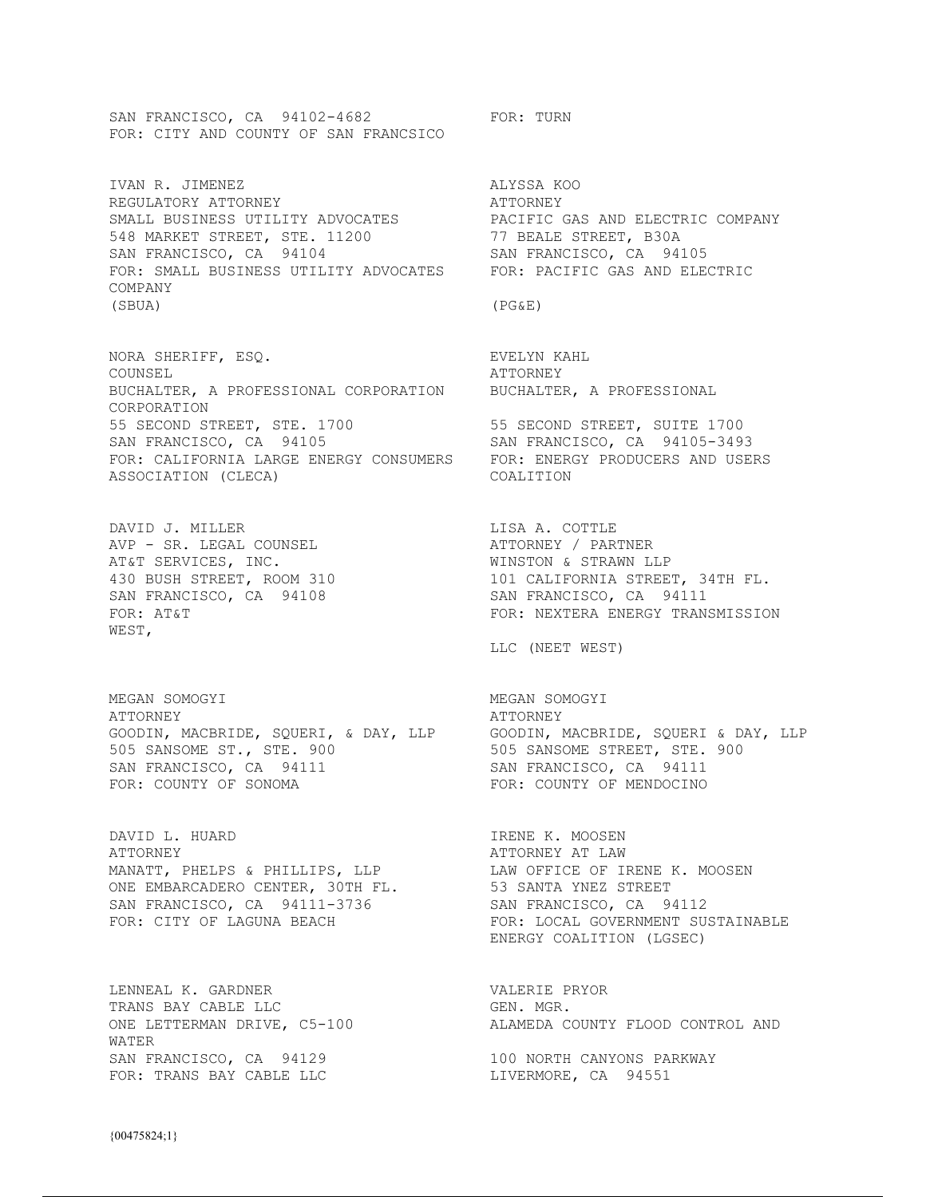SAN FRANCISCO, CA 94102-4682
FOR: CITY AND COUNTY OF SAN FRANCSICO

FOR: TURN

IVAN R. JIMENEZ
REGULATORY ATTORNEY
SMALL BUSINESS UTILITY ADVOCATES
548 MARKET STREET, STE. 11200
SAN FRANCISCO, CA 94104
FOR: SMALL BUSINESS UTILITY ADVOCATES
(SBUA)

ALYSSA KOO
ATTORNEY
PACIFIC GAS AND ELECTRIC COMPANY
77 BEALE STREET, B30A
SAN FRANCISCO, CA 94105
FOR: PACIFIC GAS AND ELECTRIC
COMPANY
(PG&E)

NORA SHERIFF, ESQ.
COUNSEL
BUCHALTER, A PROFESSIONAL CORPORATION
55 SECOND STREET, STE. 1700
SAN FRANCISCO, CA 94105
FOR: CALIFORNIA LARGE ENERGY CONSUMERS
ASSOCIATION (CLECA)

EVELYN KAHL
ATTORNEY
BUCHALTER, A PROFESSIONAL
CORPORATION
55 SECOND STREET, SUITE 1700
SAN FRANCISCO, CA 94105-3493
FOR: ENERGY PRODUCERS AND USERS
COALITION

DAVID J. MILLER
AVP - SR. LEGAL COUNSEL
AT&T SERVICES, INC.
430 BUSH STREET, ROOM 310
SAN FRANCISCO, CA 94108
FOR: AT&T

LISA A. COTTLE
ATTORNEY / PARTNER
WINSTON & STRAWN LLP
101 CALIFORNIA STREET, 34TH FL.
SAN FRANCISCO, CA 94111
FOR: NEXTERA ENERGY TRANSMISSION
WEST,
LLC (NEET WEST)

MEGAN SOMOGYI
ATTORNEY
GOODIN, MACBRIDE, SQUERI, & DAY, LLP
505 SANSOME ST., STE. 900
SAN FRANCISCO, CA 94111
FOR: COUNTY OF SONOMA

MEGAN SOMOGYI
ATTORNEY
GOODIN, MACBRIDE, SQUERI & DAY, LLP
505 SANSOME STREET, STE. 900
SAN FRANCISCO, CA 94111
FOR: COUNTY OF MENDOCINO

DAVID L. HUARD
ATTORNEY
MANATT, PHELPS & PHILLIPS, LLP
ONE EMBARCADERO CENTER, 30TH FL.
SAN FRANCISCO, CA 94111-3736
FOR: CITY OF LAGUNA BEACH

IRENE K. MOOSEN
ATTORNEY AT LAW
LAW OFFICE OF IRENE K. MOOSEN
53 SANTA YNEZ STREET
SAN FRANCISCO, CA 94112
FOR: LOCAL GOVERNMENT SUSTAINABLE
ENERGY COALITION (LGSEC)

LENNEAL K. GARDNER
TRANS BAY CABLE LLC
ONE LETTERMAN DRIVE, C5-100
SAN FRANCISCO, CA 94129
FOR: TRANS BAY CABLE LLC

VALERIE PRYOR
GEN. MGR.
ALAMEDA COUNTY FLOOD CONTROL AND
WATER
100 NORTH CANYONS PARKWAY
LIVERMORE, CA 94551

{00475824;1}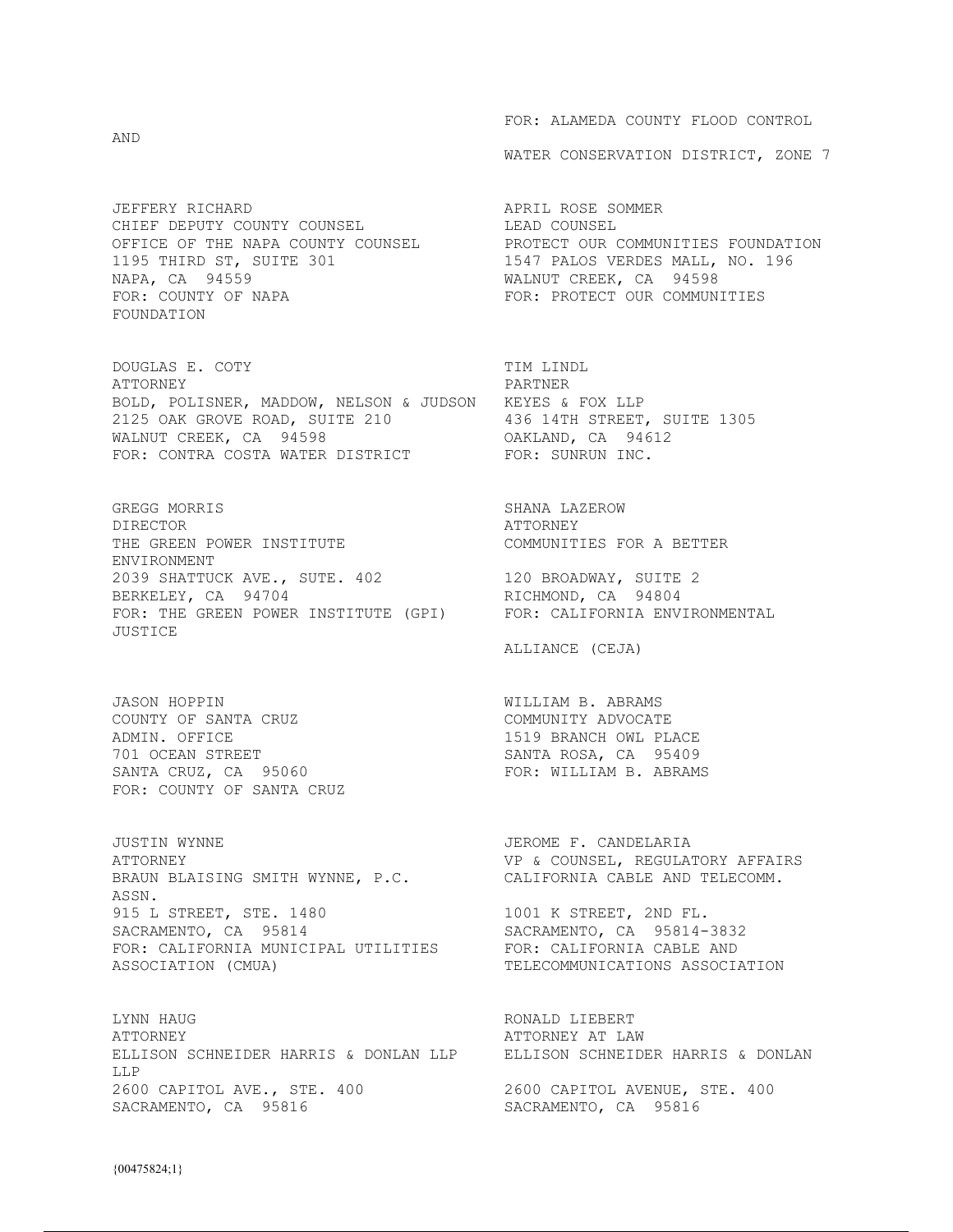AND

FOR: ALAMEDA COUNTY FLOOD CONTROL
WATER CONSERVATION DISTRICT, ZONE 7

JEFFERY RICHARD
CHIEF DEPUTY COUNTY COUNSEL
OFFICE OF THE NAPA COUNTY COUNSEL
1195 THIRD ST, SUITE 301
NAPA, CA 94559
FOR: COUNTY OF NAPA

APRIL ROSE SOMMER
LEAD COUNSEL
PROTECT OUR COMMUNITIES FOUNDATION
1547 PALOS VERDES MALL, NO. 196
WALNUT CREEK, CA 94598
FOR: PROTECT OUR COMMUNITIES FOUNDATION

DOUGLAS E. COTY
ATTORNEY
BOLD, POLISNER, MADDOW, NELSON & JUDSON
2125 OAK GROVE ROAD, SUITE 210
WALNUT CREEK, CA 94598
FOR: CONTRA COSTA WATER DISTRICT

TIM LINDL
PARTNER
KEYES & FOX LLP
436 14TH STREET, SUITE 1305
OAKLAND, CA 94612
FOR: SUNRUN INC.

GREGG MORRIS
DIRECTOR
THE GREEN POWER INSTITUTE
2039 SHATTUCK AVE., SUTE. 402
BERKELEY, CA 94704
FOR: THE GREEN POWER INSTITUTE (GPI)

SHANA LAZEROW
ATTORNEY
COMMUNITIES FOR A BETTER ENVIRONMENT
120 BROADWAY, SUITE 2
RICHMOND, CA 94804
FOR: CALIFORNIA ENVIRONMENTAL JUSTICE ALLIANCE (CEJA)

JASON HOPPIN
COUNTY OF SANTA CRUZ
ADMIN. OFFICE
701 OCEAN STREET
SANTA CRUZ, CA 95060
FOR: COUNTY OF SANTA CRUZ

WILLIAM B. ABRAMS
COMMUNITY ADVOCATE
1519 BRANCH OWL PLACE
SANTA ROSA, CA 95409
FOR: WILLIAM B. ABRAMS

JUSTIN WYNNE
ATTORNEY
BRAUN BLAISING SMITH WYNNE, P.C.
915 L STREET, STE. 1480
SACRAMENTO, CA 95814
FOR: CALIFORNIA MUNICIPAL UTILITIES ASSOCIATION (CMUA)

JEROME F. CANDELARIA
VP & COUNSEL, REGULATORY AFFAIRS
CALIFORNIA CABLE AND TELECOMM. ASSN.
1001 K STREET, 2ND FL.
SACRAMENTO, CA 95814-3832
FOR: CALIFORNIA CABLE AND TELECOMMUNICATIONS ASSOCIATION

LYNN HAUG
ATTORNEY
ELLISON SCHNEIDER HARRIS & DONLAN LLP
2600 CAPITOL AVE., STE. 400
SACRAMENTO, CA 95816

RONALD LIEBERT
ATTORNEY AT LAW
ELLISON SCHNEIDER HARRIS & DONLAN LLP
2600 CAPITOL AVENUE, STE. 400
SACRAMENTO, CA 95816

{00475824;1}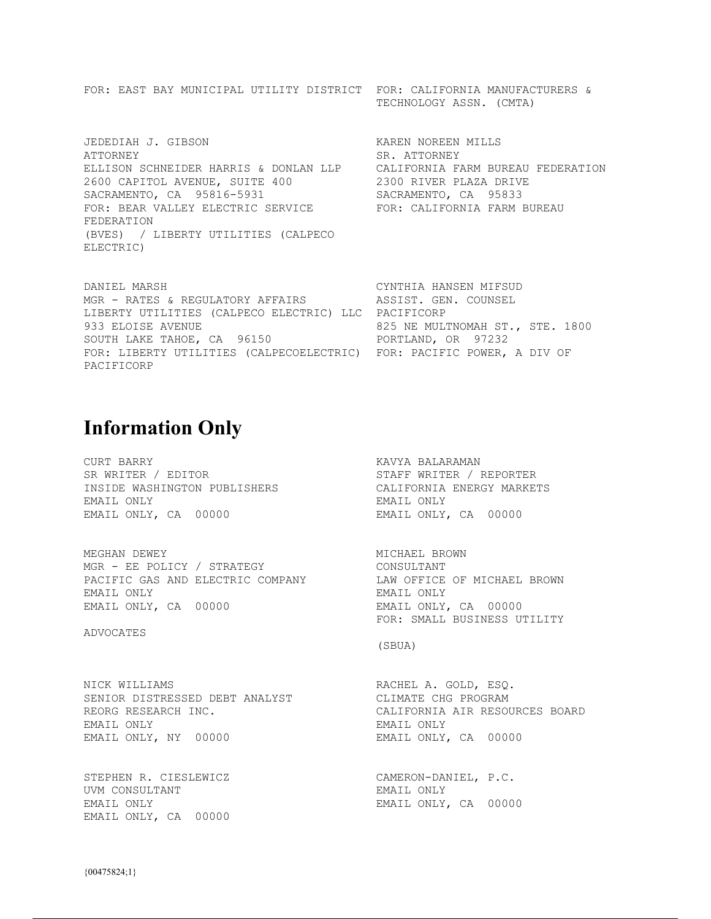FOR: EAST BAY MUNICIPAL UTILITY DISTRICT

FOR: CALIFORNIA MANUFACTURERS & TECHNOLOGY ASSN. (CMTA)

JEDEDIAH J. GIBSON
ATTORNEY
ELLISON SCHNEIDER HARRIS & DONLAN LLP
2600 CAPITOL AVENUE, SUITE 400
SACRAMENTO, CA 95816-5931
FOR: BEAR VALLEY ELECTRIC SERVICE (BVES) / LIBERTY UTILITIES (CALPECO ELECTRIC)

KAREN NOREEN MILLS
SR. ATTORNEY
CALIFORNIA FARM BUREAU FEDERATION
2300 RIVER PLAZA DRIVE
SACRAMENTO, CA 95833
FOR: CALIFORNIA FARM BUREAU FEDERATION

DANIEL MARSH
MGR - RATES & REGULATORY AFFAIRS
LIBERTY UTILITIES (CALPECO ELECTRIC) LLC
933 ELOISE AVENUE
SOUTH LAKE TAHOE, CA 96150
FOR: LIBERTY UTILITIES (CALPECOELECTRIC)

CYNTHIA HANSEN MIFSUD
ASSIST. GEN. COUNSEL
PACIFICORP
825 NE MULTNOMAH ST., STE. 1800
PORTLAND, OR 97232
FOR: PACIFIC POWER, A DIV OF PACIFICORP

## Information Only

CURT BARRY
SR WRITER / EDITOR
INSIDE WASHINGTON PUBLISHERS
EMAIL ONLY
EMAIL ONLY, CA 00000

KAVYA BALARAMAN
STAFF WRITER / REPORTER
CALIFORNIA ENERGY MARKETS
EMAIL ONLY
EMAIL ONLY, CA 00000

MEGHAN DEWEY
MGR - EE POLICY / STRATEGY
PACIFIC GAS AND ELECTRIC COMPANY
EMAIL ONLY
EMAIL ONLY, CA 00000

MICHAEL BROWN
CONSULTANT
LAW OFFICE OF MICHAEL BROWN
EMAIL ONLY
EMAIL ONLY, CA 00000
FOR: SMALL BUSINESS UTILITY ADVOCATES (SBUA)

NICK WILLIAMS
SENIOR DISTRESSED DEBT ANALYST
REORG RESEARCH INC.
EMAIL ONLY
EMAIL ONLY, NY 00000

RACHEL A. GOLD, ESQ.
CLIMATE CHG PROGRAM
CALIFORNIA AIR RESOURCES BOARD
EMAIL ONLY
EMAIL ONLY, CA 00000

STEPHEN R. CIESLEWICZ
UVM CONSULTANT
EMAIL ONLY
EMAIL ONLY, CA 00000

CAMERON-DANIEL, P.C.
EMAIL ONLY
EMAIL ONLY, CA 00000

{00475824;1}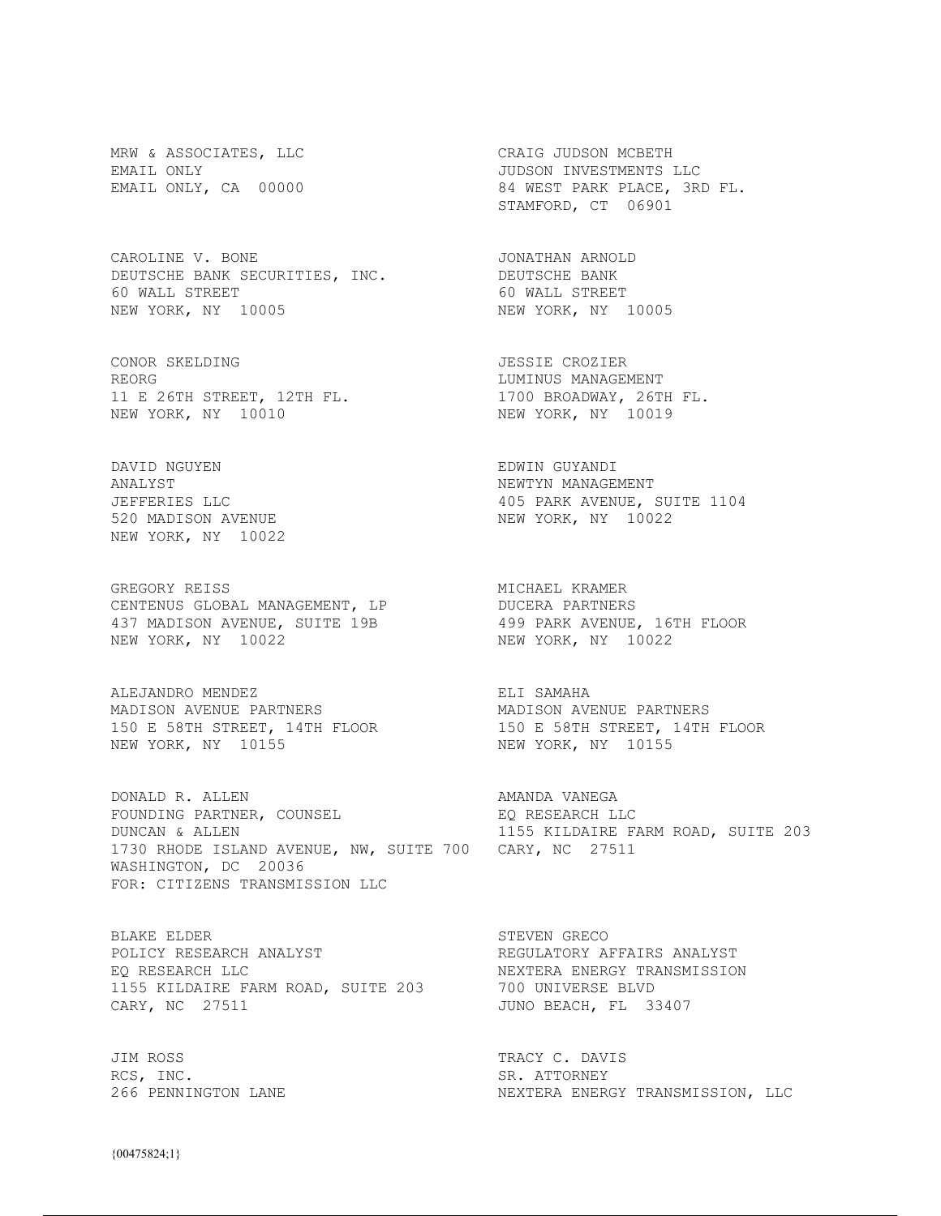MRW & ASSOCIATES, LLC
EMAIL ONLY
EMAIL ONLY, CA 00000

CRAIG JUDSON MCBETH
JUDSON INVESTMENTS LLC
84 WEST PARK PLACE, 3RD FL.
STAMFORD, CT 06901

CAROLINE V. BONE
DEUTSCHE BANK SECURITIES, INC.
60 WALL STREET
NEW YORK, NY 10005

JONATHAN ARNOLD
DEUTSCHE BANK
60 WALL STREET
NEW YORK, NY 10005

CONOR SKELDING
REORG
11 E 26TH STREET, 12TH FL.
NEW YORK, NY 10010

JESSIE CROZIER
LUMINUS MANAGEMENT
1700 BROADWAY, 26TH FL.
NEW YORK, NY 10019

DAVID NGUYEN
ANALYST
JEFFERIES LLC
520 MADISON AVENUE
NEW YORK, NY 10022

EDWIN GUYANDI
NEWTYN MANAGEMENT
405 PARK AVENUE, SUITE 1104
NEW YORK, NY 10022

GREGORY REISS
CENTENUS GLOBAL MANAGEMENT, LP
437 MADISON AVENUE, SUITE 19B
NEW YORK, NY 10022

MICHAEL KRAMER
DUCERA PARTNERS
499 PARK AVENUE, 16TH FLOOR
NEW YORK, NY 10022

ALEJANDRO MENDEZ
MADISON AVENUE PARTNERS
150 E 58TH STREET, 14TH FLOOR
NEW YORK, NY 10155

ELI SAMAHA
MADISON AVENUE PARTNERS
150 E 58TH STREET, 14TH FLOOR
NEW YORK, NY 10155

DONALD R. ALLEN
FOUNDING PARTNER, COUNSEL
DUNCAN & ALLEN
1730 RHODE ISLAND AVENUE, NW, SUITE 700
WASHINGTON, DC 20036
FOR: CITIZENS TRANSMISSION LLC

AMANDA VANEGA
EQ RESEARCH LLC
1155 KILDAIRE FARM ROAD, SUITE 203
CARY, NC 27511

BLAKE ELDER
POLICY RESEARCH ANALYST
EQ RESEARCH LLC
1155 KILDAIRE FARM ROAD, SUITE 203
CARY, NC 27511

STEVEN GRECO
REGULATORY AFFAIRS ANALYST
NEXTERA ENERGY TRANSMISSION
700 UNIVERSE BLVD
JUNO BEACH, FL 33407

JIM ROSS
RCS, INC.
266 PENNINGTON LANE

TRACY C. DAVIS
SR. ATTORNEY
NEXTERA ENERGY TRANSMISSION, LLC

{00475824;1}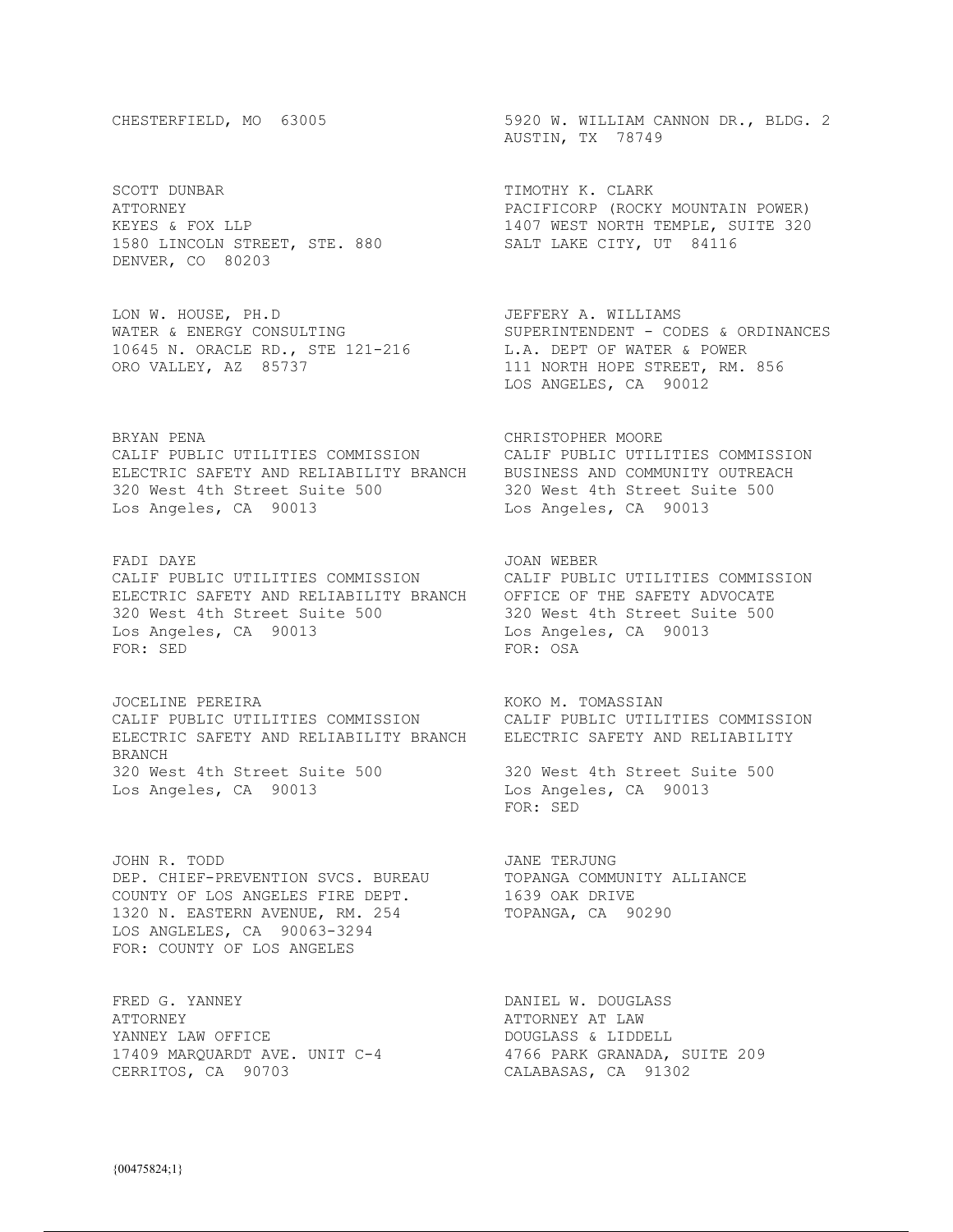CHESTERFIELD, MO 63005

5920 W. WILLIAM CANNON DR., BLDG. 2
AUSTIN, TX 78749

SCOTT DUNBAR
ATTORNEY
KEYES & FOX LLP
1580 LINCOLN STREET, STE. 880
DENVER, CO 80203

TIMOTHY K. CLARK
PACIFICORP (ROCKY MOUNTAIN POWER)
1407 WEST NORTH TEMPLE, SUITE 320
SALT LAKE CITY, UT 84116

LON W. HOUSE, PH.D
WATER & ENERGY CONSULTING
10645 N. ORACLE RD., STE 121-216
ORO VALLEY, AZ 85737

JEFFERY A. WILLIAMS
SUPERINTENDENT - CODES & ORDINANCES
L.A. DEPT OF WATER & POWER
111 NORTH HOPE STREET, RM. 856
LOS ANGELES, CA 90012

BRYAN PENA
CALIF PUBLIC UTILITIES COMMISSION
ELECTRIC SAFETY AND RELIABILITY BRANCH
320 West 4th Street Suite 500
Los Angeles, CA 90013

CHRISTOPHER MOORE
CALIF PUBLIC UTILITIES COMMISSION
BUSINESS AND COMMUNITY OUTREACH
320 West 4th Street Suite 500
Los Angeles, CA 90013

FADI DAYE
CALIF PUBLIC UTILITIES COMMISSION
ELECTRIC SAFETY AND RELIABILITY BRANCH
320 West 4th Street Suite 500
Los Angeles, CA 90013
FOR: SED

JOAN WEBER
CALIF PUBLIC UTILITIES COMMISSION
OFFICE OF THE SAFETY ADVOCATE
320 West 4th Street Suite 500
Los Angeles, CA 90013
FOR: OSA

JOCELINE PEREIRA
CALIF PUBLIC UTILITIES COMMISSION
ELECTRIC SAFETY AND RELIABILITY BRANCH
320 West 4th Street Suite 500
Los Angeles, CA 90013

KOKO M. TOMASSIAN
CALIF PUBLIC UTILITIES COMMISSION
ELECTRIC SAFETY AND RELIABILITY
320 West 4th Street Suite 500
Los Angeles, CA 90013
FOR: SED

JOHN R. TODD
DEP. CHIEF-PREVENTION SVCS. BUREAU
COUNTY OF LOS ANGELES FIRE DEPT.
1320 N. EASTERN AVENUE, RM. 254
LOS ANGLELES, CA 90063-3294
FOR: COUNTY OF LOS ANGELES

JANE TERJUNG
TOPANGA COMMUNITY ALLIANCE
1639 OAK DRIVE
TOPANGA, CA 90290

FRED G. YANNEY
ATTORNEY
YANNEY LAW OFFICE
17409 MARQUARDT AVE. UNIT C-4
CERRITOS, CA 90703

DANIEL W. DOUGLASS
ATTORNEY AT LAW
DOUGLASS & LIDDELL
4766 PARK GRANADA, SUITE 209
CALABASAS, CA 91302

{00475824;1}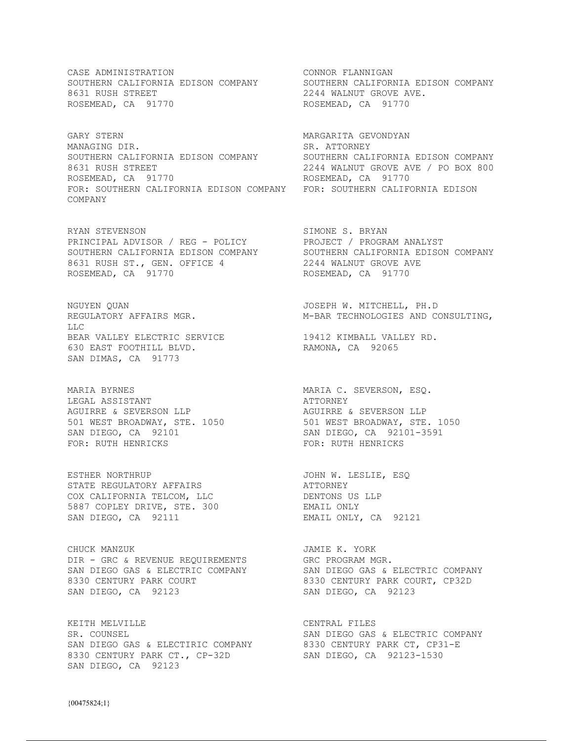CASE ADMINISTRATION
SOUTHERN CALIFORNIA EDISON COMPANY
8631 RUSH STREET
ROSEMEAD, CA 91770

CONNOR FLANNIGAN
SOUTHERN CALIFORNIA EDISON COMPANY
2244 WALNUT GROVE AVE.
ROSEMEAD, CA 91770

GARY STERN
MANAGING DIR.
SOUTHERN CALIFORNIA EDISON COMPANY
8631 RUSH STREET
ROSEMEAD, CA 91770
FOR: SOUTHERN CALIFORNIA EDISON COMPANY

MARGARITA GEVONDYAN
SR. ATTORNEY
SOUTHERN CALIFORNIA EDISON COMPANY
2244 WALNUT GROVE AVE / PO BOX 800
ROSEMEAD, CA 91770
FOR: SOUTHERN CALIFORNIA EDISON COMPANY

RYAN STEVENSON
PRINCIPAL ADVISOR / REG - POLICY
SOUTHERN CALIFORNIA EDISON COMPANY
8631 RUSH ST., GEN. OFFICE 4
ROSEMEAD, CA 91770

SIMONE S. BRYAN
PROJECT / PROGRAM ANALYST
SOUTHERN CALIFORNIA EDISON COMPANY
2244 WALNUT GROVE AVE
ROSEMEAD, CA 91770

NGUYEN QUAN
REGULATORY AFFAIRS MGR.
BEAR VALLEY ELECTRIC SERVICE
630 EAST FOOTHILL BLVD.
SAN DIMAS, CA 91773

JOSEPH W. MITCHELL, PH.D
M-BAR TECHNOLOGIES AND CONSULTING, LLC
19412 KIMBALL VALLEY RD.
RAMONA, CA 92065

MARIA BYRNES
LEGAL ASSISTANT
AGUIRRE & SEVERSON LLP
501 WEST BROADWAY, STE. 1050
SAN DIEGO, CA 92101
FOR: RUTH HENRICKS

MARIA C. SEVERSON, ESQ.
ATTORNEY
AGUIRRE & SEVERSON LLP
501 WEST BROADWAY, STE. 1050
SAN DIEGO, CA 92101-3591
FOR: RUTH HENRICKS

ESTHER NORTHRUP
STATE REGULATORY AFFAIRS
COX CALIFORNIA TELCOM, LLC
5887 COPLEY DRIVE, STE. 300
SAN DIEGO, CA 92111

JOHN W. LESLIE, ESQ
ATTORNEY
DENTONS US LLP
EMAIL ONLY
EMAIL ONLY, CA 92121

CHUCK MANZUK
DIR - GRC & REVENUE REQUIREMENTS
SAN DIEGO GAS & ELECTRIC COMPANY
8330 CENTURY PARK COURT
SAN DIEGO, CA 92123

JAMIE K. YORK
GRC PROGRAM MGR.
SAN DIEGO GAS & ELECTRIC COMPANY
8330 CENTURY PARK COURT, CP32D
SAN DIEGO, CA 92123

KEITH MELVILLE
SR. COUNSEL
SAN DIEGO GAS & ELECTIRIC COMPANY
8330 CENTURY PARK CT., CP-32D
SAN DIEGO, CA 92123

CENTRAL FILES
SAN DIEGO GAS & ELECTRIC COMPANY
8330 CENTURY PARK CT, CP31-E
SAN DIEGO, CA 92123-1530

{00475824;1}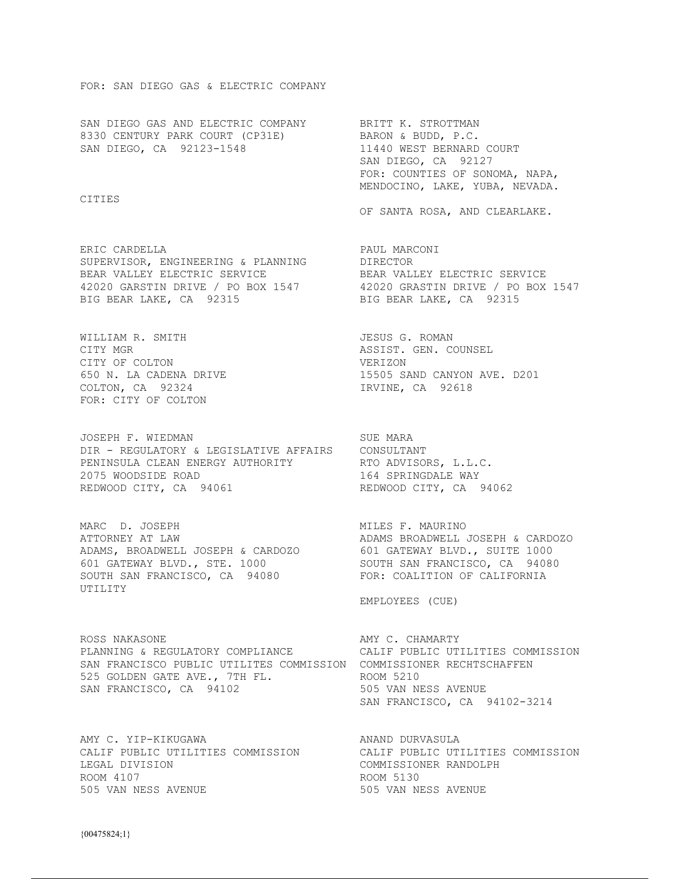FOR: SAN DIEGO GAS & ELECTRIC COMPANY

SAN DIEGO GAS AND ELECTRIC COMPANY
8330 CENTURY PARK COURT (CP31E)
SAN DIEGO, CA 92123-1548

BRITT K. STROTTMAN
BARON & BUDD, P.C.
11440 WEST BERNARD COURT
SAN DIEGO, CA 92127
FOR: COUNTIES OF SONOMA, NAPA, MENDOCINO, LAKE, YUBA, NEVADA. CITIES OF SANTA ROSA, AND CLEARLAKE.

ERIC CARDELLA
SUPERVISOR, ENGINEERING & PLANNING
BEAR VALLEY ELECTRIC SERVICE
42020 GARSTIN DRIVE / PO BOX 1547
BIG BEAR LAKE, CA 92315

PAUL MARCONI
DIRECTOR
BEAR VALLEY ELECTRIC SERVICE
42020 GRASTIN DRIVE / PO BOX 1547
BIG BEAR LAKE, CA 92315

WILLIAM R. SMITH
CITY MGR
CITY OF COLTON
650 N. LA CADENA DRIVE
COLTON, CA 92324
FOR: CITY OF COLTON

JESUS G. ROMAN
ASSIST. GEN. COUNSEL
VERIZON
15505 SAND CANYON AVE. D201
IRVINE, CA 92618

JOSEPH F. WIEDMAN
DIR - REGULATORY & LEGISLATIVE AFFAIRS
PENINSULA CLEAN ENERGY AUTHORITY
2075 WOODSIDE ROAD
REDWOOD CITY, CA 94061

SUE MARA
CONSULTANT
RTO ADVISORS, L.L.C.
164 SPRINGDALE WAY
REDWOOD CITY, CA 94062

MARC D. JOSEPH
ATTORNEY AT LAW
ADAMS, BROADWELL JOSEPH & CARDOZO
601 GATEWAY BLVD., STE. 1000
SOUTH SAN FRANCISCO, CA 94080

MILES F. MAURINO
ADAMS BROADWELL JOSEPH & CARDOZO
601 GATEWAY BLVD., SUITE 1000
SOUTH SAN FRANCISCO, CA 94080
FOR: COALITION OF CALIFORNIA UTILITY EMPLOYEES (CUE)

ROSS NAKASONE
PLANNING & REGULATORY COMPLIANCE
SAN FRANCISCO PUBLIC UTILITES COMMISSION
525 GOLDEN GATE AVE., 7TH FL.
SAN FRANCISCO, CA 94102

AMY C. CHAMARTY
CALIF PUBLIC UTILITIES COMMISSION
COMMISSIONER RECHTSCHAFFEN
ROOM 5210
505 VAN NESS AVENUE
SAN FRANCISCO, CA 94102-3214

AMY C. YIP-KIKUGAWA
CALIF PUBLIC UTILITIES COMMISSION
LEGAL DIVISION
ROOM 4107
505 VAN NESS AVENUE

ANAND DURVASULA
CALIF PUBLIC UTILITIES COMMISSION
COMMISSIONER RANDOLPH
ROOM 5130
505 VAN NESS AVENUE

{00475824;1}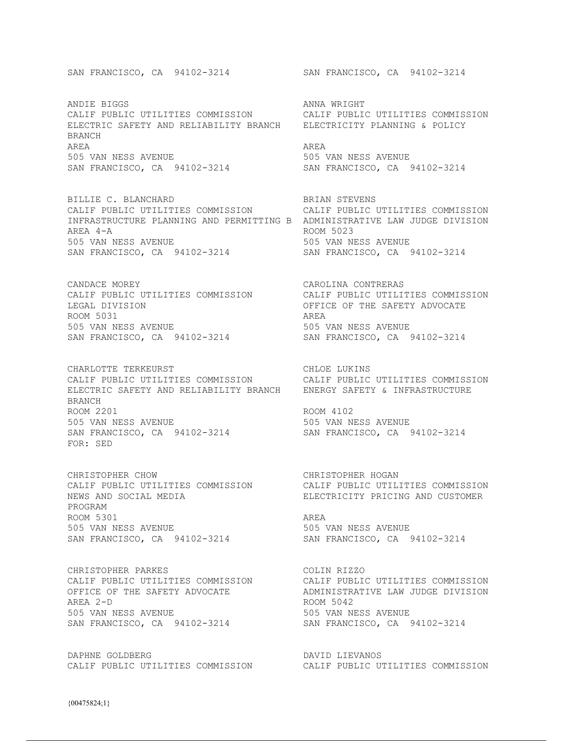SAN FRANCISCO, CA 94102-3214

SAN FRANCISCO, CA 94102-3214

ANDIE BIGGS
CALIF PUBLIC UTILITIES COMMISSION
ELECTRIC SAFETY AND RELIABILITY BRANCH
BRANCH
AREA
505 VAN NESS AVENUE
SAN FRANCISCO, CA 94102-3214

ANNA WRIGHT
CALIF PUBLIC UTILITIES COMMISSION
ELECTRICITY PLANNING & POLICY
AREA
505 VAN NESS AVENUE
SAN FRANCISCO, CA 94102-3214

BILLIE C. BLANCHARD
CALIF PUBLIC UTILITIES COMMISSION
INFRASTRUCTURE PLANNING AND PERMITTING B
AREA 4-A
505 VAN NESS AVENUE
SAN FRANCISCO, CA 94102-3214

BRIAN STEVENS
CALIF PUBLIC UTILITIES COMMISSION
ADMINISTRATIVE LAW JUDGE DIVISION
ROOM 5023
505 VAN NESS AVENUE
SAN FRANCISCO, CA 94102-3214

CANDACE MOREY
CALIF PUBLIC UTILITIES COMMISSION
LEGAL DIVISION
ROOM 5031
505 VAN NESS AVENUE
SAN FRANCISCO, CA 94102-3214

CAROLINA CONTRERAS
CALIF PUBLIC UTILITIES COMMISSION
OFFICE OF THE SAFETY ADVOCATE
AREA
505 VAN NESS AVENUE
SAN FRANCISCO, CA 94102-3214

CHARLOTTE TERKEURST
CALIF PUBLIC UTILITIES COMMISSION
ELECTRIC SAFETY AND RELIABILITY BRANCH
BRANCH
ROOM 2201
505 VAN NESS AVENUE
SAN FRANCISCO, CA 94102-3214
FOR: SED

CHLOE LUKINS
CALIF PUBLIC UTILITIES COMMISSION
ENERGY SAFETY & INFRASTRUCTURE
ROOM 4102
505 VAN NESS AVENUE
SAN FRANCISCO, CA 94102-3214

CHRISTOPHER CHOW
CALIF PUBLIC UTILITIES COMMISSION
NEWS AND SOCIAL MEDIA
PROGRAM
ROOM 5301
505 VAN NESS AVENUE
SAN FRANCISCO, CA 94102-3214

CHRISTOPHER HOGAN
CALIF PUBLIC UTILITIES COMMISSION
ELECTRICITY PRICING AND CUSTOMER
AREA
505 VAN NESS AVENUE
SAN FRANCISCO, CA 94102-3214

CHRISTOPHER PARKES
CALIF PUBLIC UTILITIES COMMISSION
OFFICE OF THE SAFETY ADVOCATE
AREA 2-D
505 VAN NESS AVENUE
SAN FRANCISCO, CA 94102-3214

COLIN RIZZO
CALIF PUBLIC UTILITIES COMMISSION
ADMINISTRATIVE LAW JUDGE DIVISION
ROOM 5042
505 VAN NESS AVENUE
SAN FRANCISCO, CA 94102-3214

DAPHNE GOLDBERG
CALIF PUBLIC UTILITIES COMMISSION

DAVID LIEVANOS
CALIF PUBLIC UTILITIES COMMISSION

{00475824;1}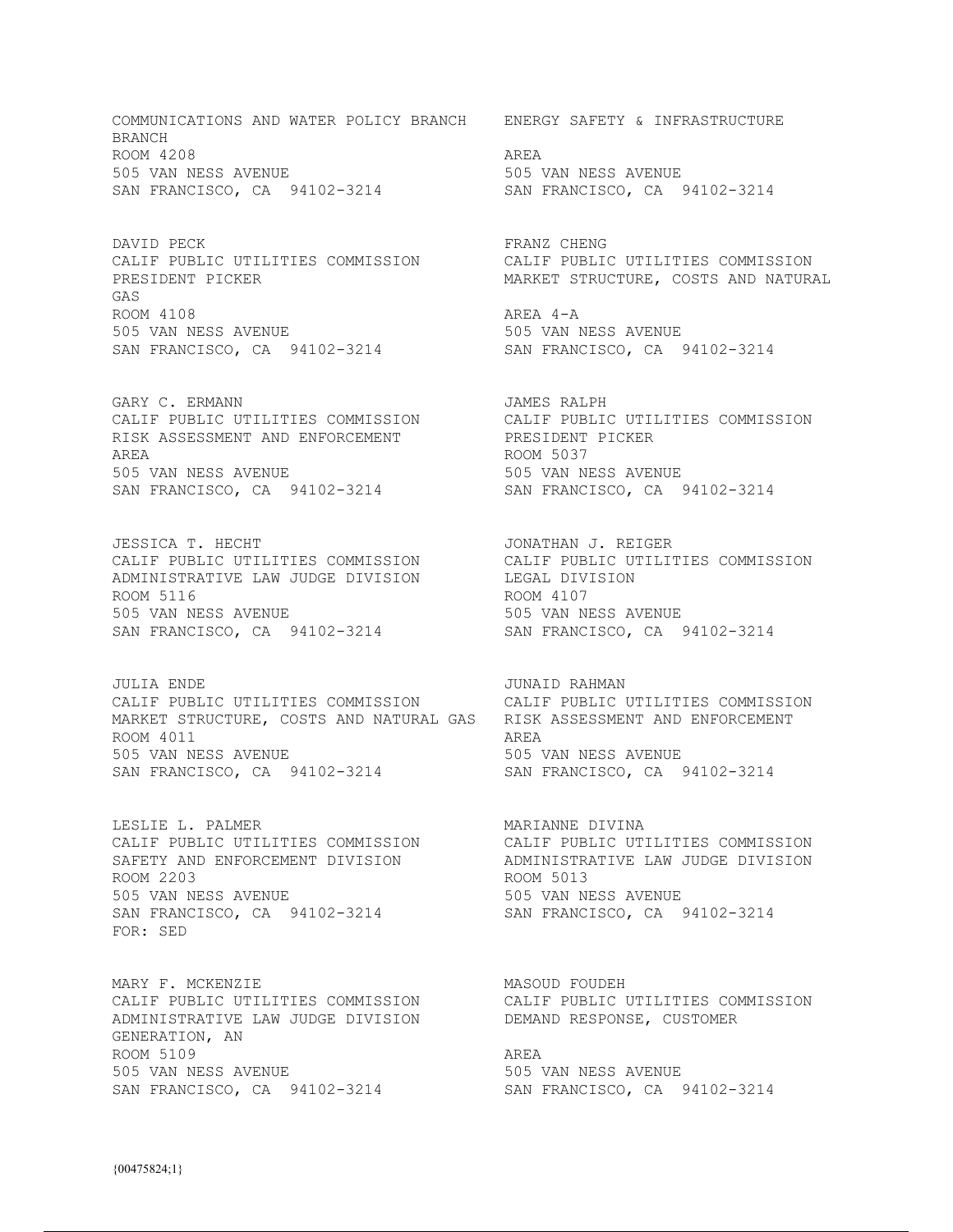COMMUNICATIONS AND WATER POLICY BRANCH
BRANCH
ROOM 4208
505 VAN NESS AVENUE
SAN FRANCISCO, CA 94102-3214

ENERGY SAFETY & INFRASTRUCTURE
AREA
505 VAN NESS AVENUE
SAN FRANCISCO, CA 94102-3214

DAVID PECK
CALIF PUBLIC UTILITIES COMMISSION
PRESIDENT PICKER
GAS
ROOM 4108
505 VAN NESS AVENUE
SAN FRANCISCO, CA 94102-3214

FRANZ CHENG
CALIF PUBLIC UTILITIES COMMISSION
MARKET STRUCTURE, COSTS AND NATURAL
AREA 4-A
505 VAN NESS AVENUE
SAN FRANCISCO, CA 94102-3214

GARY C. ERMANN
CALIF PUBLIC UTILITIES COMMISSION
RISK ASSESSMENT AND ENFORCEMENT
AREA
505 VAN NESS AVENUE
SAN FRANCISCO, CA 94102-3214

JAMES RALPH
CALIF PUBLIC UTILITIES COMMISSION
PRESIDENT PICKER
ROOM 5037
505 VAN NESS AVENUE
SAN FRANCISCO, CA 94102-3214

JESSICA T. HECHT
CALIF PUBLIC UTILITIES COMMISSION
ADMINISTRATIVE LAW JUDGE DIVISION
ROOM 5116
505 VAN NESS AVENUE
SAN FRANCISCO, CA 94102-3214

JONATHAN J. REIGER
CALIF PUBLIC UTILITIES COMMISSION
LEGAL DIVISION
ROOM 4107
505 VAN NESS AVENUE
SAN FRANCISCO, CA 94102-3214

JULIA ENDE
CALIF PUBLIC UTILITIES COMMISSION
MARKET STRUCTURE, COSTS AND NATURAL GAS
ROOM 4011
505 VAN NESS AVENUE
SAN FRANCISCO, CA 94102-3214

JUNAID RAHMAN
CALIF PUBLIC UTILITIES COMMISSION
RISK ASSESSMENT AND ENFORCEMENT
AREA
505 VAN NESS AVENUE
SAN FRANCISCO, CA 94102-3214

LESLIE L. PALMER
CALIF PUBLIC UTILITIES COMMISSION
SAFETY AND ENFORCEMENT DIVISION
ROOM 2203
505 VAN NESS AVENUE
SAN FRANCISCO, CA 94102-3214
FOR: SED

MARIANNE DIVINA
CALIF PUBLIC UTILITIES COMMISSION
ADMINISTRATIVE LAW JUDGE DIVISION
ROOM 5013
505 VAN NESS AVENUE
SAN FRANCISCO, CA 94102-3214

MARY F. MCKENZIE
CALIF PUBLIC UTILITIES COMMISSION
ADMINISTRATIVE LAW JUDGE DIVISION
GENERATION, AN
ROOM 5109
505 VAN NESS AVENUE
SAN FRANCISCO, CA 94102-3214

MASOUD FOUDEH
CALIF PUBLIC UTILITIES COMMISSION
DEMAND RESPONSE, CUSTOMER
AREA
505 VAN NESS AVENUE
SAN FRANCISCO, CA 94102-3214

{00475824;1}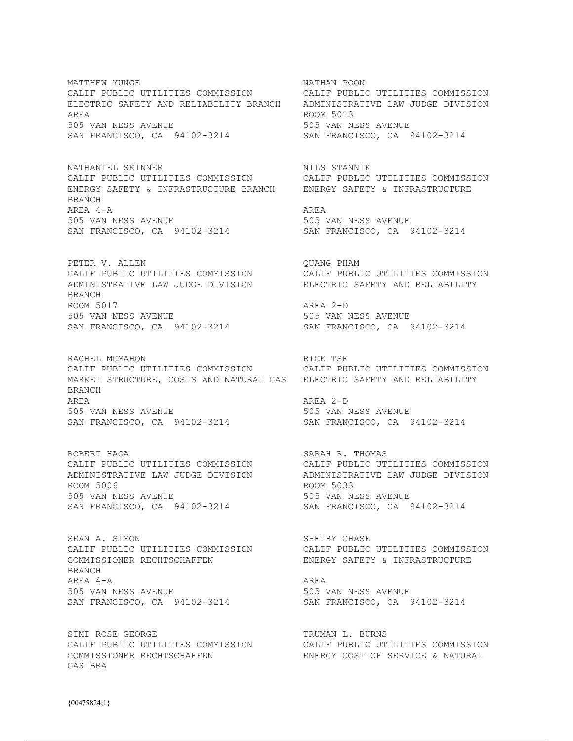MATTHEW YUNGE
CALIF PUBLIC UTILITIES COMMISSION
ELECTRIC SAFETY AND RELIABILITY BRANCH
AREA
505 VAN NESS AVENUE
SAN FRANCISCO, CA 94102-3214

NATHAN POON
CALIF PUBLIC UTILITIES COMMISSION
ADMINISTRATIVE LAW JUDGE DIVISION
ROOM 5013
505 VAN NESS AVENUE
SAN FRANCISCO, CA 94102-3214

NATHANIEL SKINNER
CALIF PUBLIC UTILITIES COMMISSION
ENERGY SAFETY & INFRASTRUCTURE BRANCH
BRANCH
AREA 4-A
505 VAN NESS AVENUE
SAN FRANCISCO, CA 94102-3214

NILS STANNIK
CALIF PUBLIC UTILITIES COMMISSION
ENERGY SAFETY & INFRASTRUCTURE
AREA
505 VAN NESS AVENUE
SAN FRANCISCO, CA 94102-3214

PETER V. ALLEN
CALIF PUBLIC UTILITIES COMMISSION
ADMINISTRATIVE LAW JUDGE DIVISION
BRANCH
ROOM 5017
505 VAN NESS AVENUE
SAN FRANCISCO, CA 94102-3214

QUANG PHAM
CALIF PUBLIC UTILITIES COMMISSION
ELECTRIC SAFETY AND RELIABILITY
AREA 2-D
505 VAN NESS AVENUE
SAN FRANCISCO, CA 94102-3214

RACHEL MCMAHON
CALIF PUBLIC UTILITIES COMMISSION
MARKET STRUCTURE, COSTS AND NATURAL GAS
BRANCH
AREA
505 VAN NESS AVENUE
SAN FRANCISCO, CA 94102-3214

RICK TSE
CALIF PUBLIC UTILITIES COMMISSION
ELECTRIC SAFETY AND RELIABILITY
AREA 2-D
505 VAN NESS AVENUE
SAN FRANCISCO, CA 94102-3214

ROBERT HAGA
CALIF PUBLIC UTILITIES COMMISSION
ADMINISTRATIVE LAW JUDGE DIVISION
ROOM 5006
505 VAN NESS AVENUE
SAN FRANCISCO, CA 94102-3214

SARAH R. THOMAS
CALIF PUBLIC UTILITIES COMMISSION
ADMINISTRATIVE LAW JUDGE DIVISION
ROOM 5033
505 VAN NESS AVENUE
SAN FRANCISCO, CA 94102-3214

SEAN A. SIMON
CALIF PUBLIC UTILITIES COMMISSION
COMMISSIONER RECHTSCHAFFEN
BRANCH
AREA 4-A
505 VAN NESS AVENUE
SAN FRANCISCO, CA 94102-3214

SHELBY CHASE
CALIF PUBLIC UTILITIES COMMISSION
ENERGY SAFETY & INFRASTRUCTURE
AREA
505 VAN NESS AVENUE
SAN FRANCISCO, CA 94102-3214

SIMI ROSE GEORGE
CALIF PUBLIC UTILITIES COMMISSION
COMMISSIONER RECHTSCHAFFEN
GAS BRA

TRUMAN L. BURNS
CALIF PUBLIC UTILITIES COMMISSION
ENERGY COST OF SERVICE & NATURAL

{00475824;1}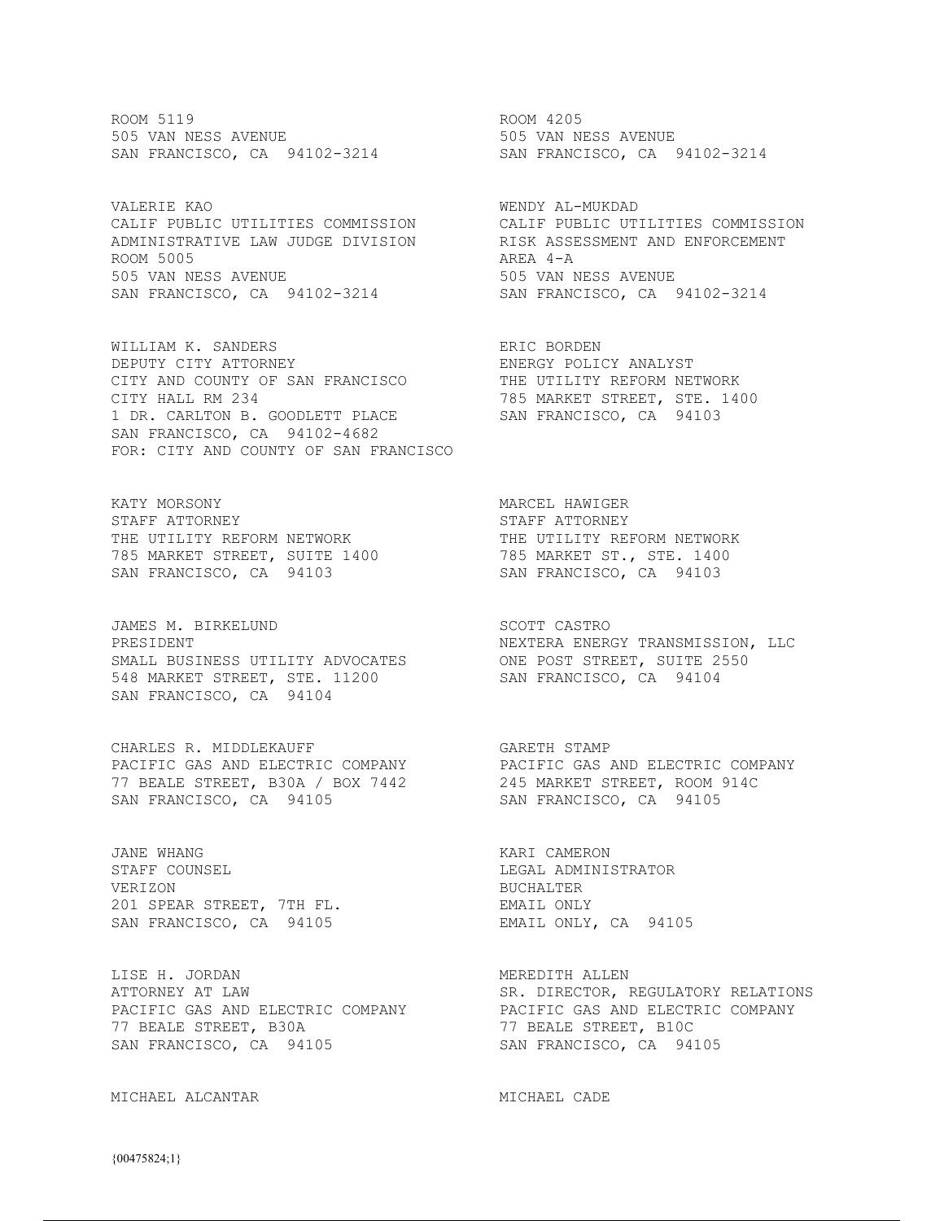ROOM 5119
505 VAN NESS AVENUE
SAN FRANCISCO, CA 94102-3214

ROOM 4205
505 VAN NESS AVENUE
SAN FRANCISCO, CA 94102-3214

VALERIE KAO
CALIF PUBLIC UTILITIES COMMISSION
ADMINISTRATIVE LAW JUDGE DIVISION
ROOM 5005
505 VAN NESS AVENUE
SAN FRANCISCO, CA 94102-3214

WENDY AL-MUKDAD
CALIF PUBLIC UTILITIES COMMISSION
RISK ASSESSMENT AND ENFORCEMENT
AREA 4-A
505 VAN NESS AVENUE
SAN FRANCISCO, CA 94102-3214

WILLIAM K. SANDERS
DEPUTY CITY ATTORNEY
CITY AND COUNTY OF SAN FRANCISCO
CITY HALL RM 234
1 DR. CARLTON B. GOODLETT PLACE
SAN FRANCISCO, CA 94102-4682
FOR: CITY AND COUNTY OF SAN FRANCISCO

ERIC BORDEN
ENERGY POLICY ANALYST
THE UTILITY REFORM NETWORK
785 MARKET STREET, STE. 1400
SAN FRANCISCO, CA 94103

KATY MORSONY
STAFF ATTORNEY
THE UTILITY REFORM NETWORK
785 MARKET STREET, SUITE 1400
SAN FRANCISCO, CA 94103

MARCEL HAWIGER
STAFF ATTORNEY
THE UTILITY REFORM NETWORK
785 MARKET ST., STE. 1400
SAN FRANCISCO, CA 94103

JAMES M. BIRKELUND
PRESIDENT
SMALL BUSINESS UTILITY ADVOCATES
548 MARKET STREET, STE. 11200
SAN FRANCISCO, CA 94104

SCOTT CASTRO
NEXTERA ENERGY TRANSMISSION, LLC
ONE POST STREET, SUITE 2550
SAN FRANCISCO, CA 94104

CHARLES R. MIDDLEKAUFF
PACIFIC GAS AND ELECTRIC COMPANY
77 BEALE STREET, B30A / BOX 7442
SAN FRANCISCO, CA 94105

GARETH STAMP
PACIFIC GAS AND ELECTRIC COMPANY
245 MARKET STREET, ROOM 914C
SAN FRANCISCO, CA 94105

JANE WHANG
STAFF COUNSEL
VERIZON
201 SPEAR STREET, 7TH FL.
SAN FRANCISCO, CA 94105

KARI CAMERON
LEGAL ADMINISTRATOR
BUCHALTER
EMAIL ONLY
EMAIL ONLY, CA 94105

LISE H. JORDAN
ATTORNEY AT LAW
PACIFIC GAS AND ELECTRIC COMPANY
77 BEALE STREET, B30A
SAN FRANCISCO, CA 94105

MEREDITH ALLEN
SR. DIRECTOR, REGULATORY RELATIONS
PACIFIC GAS AND ELECTRIC COMPANY
77 BEALE STREET, B10C
SAN FRANCISCO, CA 94105

MICHAEL ALCANTAR

MICHAEL CADE

{00475824;1}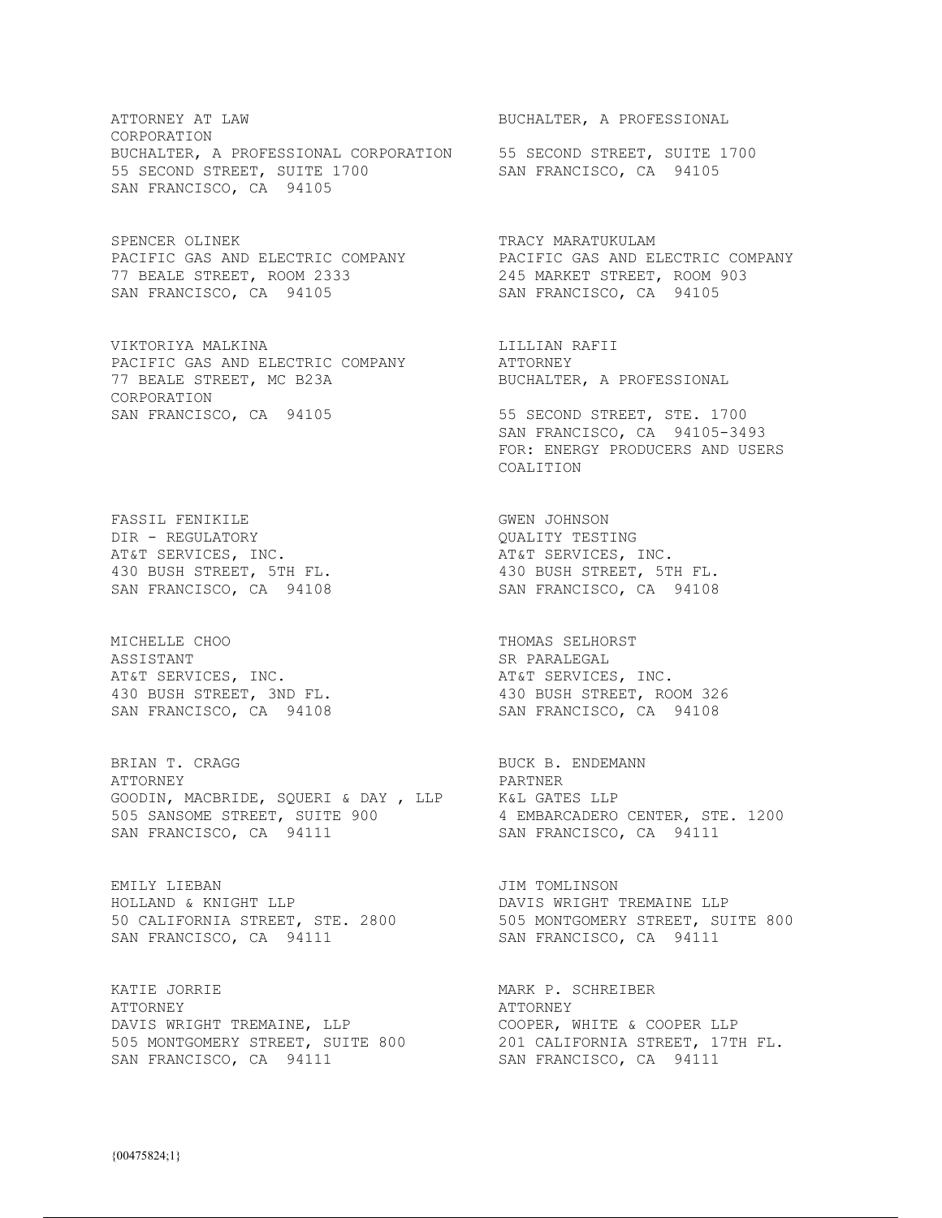ATTORNEY AT LAW
CORPORATION
BUCHALTER, A PROFESSIONAL CORPORATION
55 SECOND STREET, SUITE 1700
SAN FRANCISCO, CA 94105

BUCHALTER, A PROFESSIONAL
55 SECOND STREET, SUITE 1700
SAN FRANCISCO, CA 94105

SPENCER OLINEK
PACIFIC GAS AND ELECTRIC COMPANY
77 BEALE STREET, ROOM 2333
SAN FRANCISCO, CA 94105

TRACY MARATUKULAM
PACIFIC GAS AND ELECTRIC COMPANY
245 MARKET STREET, ROOM 903
SAN FRANCISCO, CA 94105

VIKTORIYA MALKINA
PACIFIC GAS AND ELECTRIC COMPANY
77 BEALE STREET, MC B23A
SAN FRANCISCO, CA 94105

LILLIAN RAFII
ATTORNEY
BUCHALTER, A PROFESSIONAL
CORPORATION
55 SECOND STREET, STE. 1700
SAN FRANCISCO, CA 94105-3493
FOR: ENERGY PRODUCERS AND USERS COALITION

FASSIL FENIKILE
DIR - REGULATORY
AT&T SERVICES, INC.
430 BUSH STREET, 5TH FL.
SAN FRANCISCO, CA 94108

GWEN JOHNSON
QUALITY TESTING
AT&T SERVICES, INC.
430 BUSH STREET, 5TH FL.
SAN FRANCISCO, CA 94108

MICHELLE CHOO
ASSISTANT
AT&T SERVICES, INC.
430 BUSH STREET, 3ND FL.
SAN FRANCISCO, CA 94108

THOMAS SELHORST
SR PARALEGAL
AT&T SERVICES, INC.
430 BUSH STREET, ROOM 326
SAN FRANCISCO, CA 94108

BRIAN T. CRAGG
ATTORNEY
GOODIN, MACBRIDE, SQUERI & DAY , LLP
505 SANSOME STREET, SUITE 900
SAN FRANCISCO, CA 94111

BUCK B. ENDEMANN
PARTNER
K&L GATES LLP
4 EMBARCADERO CENTER, STE. 1200
SAN FRANCISCO, CA 94111

EMILY LIEBAN
HOLLAND & KNIGHT LLP
50 CALIFORNIA STREET, STE. 2800
SAN FRANCISCO, CA 94111

JIM TOMLINSON
DAVIS WRIGHT TREMAINE LLP
505 MONTGOMERY STREET, SUITE 800
SAN FRANCISCO, CA 94111

KATIE JORRIE
ATTORNEY
DAVIS WRIGHT TREMAINE, LLP
505 MONTGOMERY STREET, SUITE 800
SAN FRANCISCO, CA 94111

MARK P. SCHREIBER
ATTORNEY
COOPER, WHITE & COOPER LLP
201 CALIFORNIA STREET, 17TH FL.
SAN FRANCISCO, CA 94111

{00475824;1}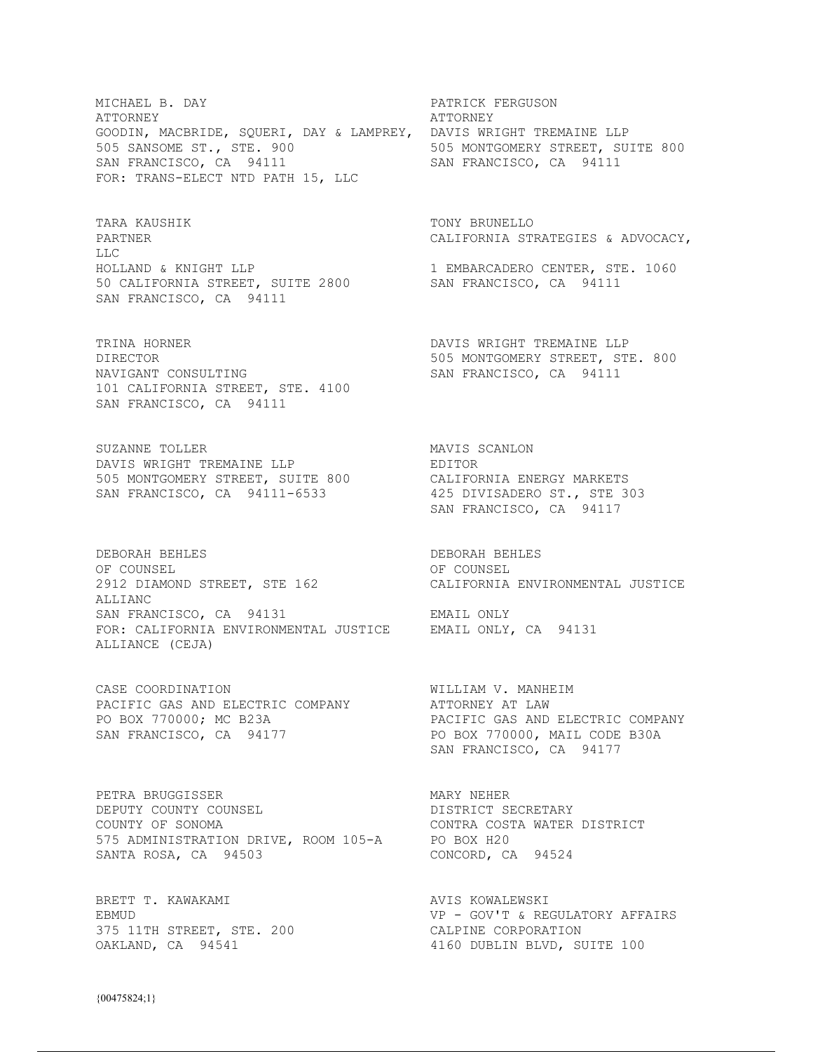MICHAEL B. DAY
ATTORNEY
GOODIN, MACBRIDE, SQUERI, DAY & LAMPREY,
505 SANSOME ST., STE. 900
SAN FRANCISCO, CA 94111
FOR: TRANS-ELECT NTD PATH 15, LLC

PATRICK FERGUSON
ATTORNEY
DAVIS WRIGHT TREMAINE LLP
505 MONTGOMERY STREET, SUITE 800
SAN FRANCISCO, CA 94111

TARA KAUSHIK
PARTNER
HOLLAND & KNIGHT LLP
50 CALIFORNIA STREET, SUITE 2800
SAN FRANCISCO, CA 94111

TONY BRUNELLO
CALIFORNIA STRATEGIES & ADVOCACY, LLC
1 EMBARCADERO CENTER, STE. 1060
SAN FRANCISCO, CA 94111

TRINA HORNER
DIRECTOR
NAVIGANT CONSULTING
101 CALIFORNIA STREET, STE. 4100
SAN FRANCISCO, CA 94111

DAVIS WRIGHT TREMAINE LLP
505 MONTGOMERY STREET, STE. 800
SAN FRANCISCO, CA 94111

SUZANNE TOLLER
DAVIS WRIGHT TREMAINE LLP
505 MONTGOMERY STREET, SUITE 800
SAN FRANCISCO, CA 94111-6533

MAVIS SCANLON
EDITOR
CALIFORNIA ENERGY MARKETS
425 DIVISADERO ST., STE 303
SAN FRANCISCO, CA 94117

DEBORAH BEHLES
OF COUNSEL
2912 DIAMOND STREET, STE 162
SAN FRANCISCO, CA 94131
FOR: CALIFORNIA ENVIRONMENTAL JUSTICE ALLIANCE (CEJA)

DEBORAH BEHLES
OF COUNSEL
CALIFORNIA ENVIRONMENTAL JUSTICE ALLIANC
EMAIL ONLY
EMAIL ONLY, CA 94131

CASE COORDINATION
PACIFIC GAS AND ELECTRIC COMPANY
PO BOX 770000; MC B23A
SAN FRANCISCO, CA 94177

WILLIAM V. MANHEIM
ATTORNEY AT LAW
PACIFIC GAS AND ELECTRIC COMPANY
PO BOX 770000, MAIL CODE B30A
SAN FRANCISCO, CA 94177

PETRA BRUGGISSER
DEPUTY COUNTY COUNSEL
COUNTY OF SONOMA
575 ADMINISTRATION DRIVE, ROOM 105-A
SANTA ROSA, CA 94503

MARY NEHER
DISTRICT SECRETARY
CONTRA COSTA WATER DISTRICT
PO BOX H20
CONCORD, CA 94524

BRETT T. KAWAKAMI
EBMUD
375 11TH STREET, STE. 200
OAKLAND, CA 94541

AVIS KOWALEWSKI
VP - GOV'T & REGULATORY AFFAIRS
CALPINE CORPORATION
4160 DUBLIN BLVD, SUITE 100

{00475824;1}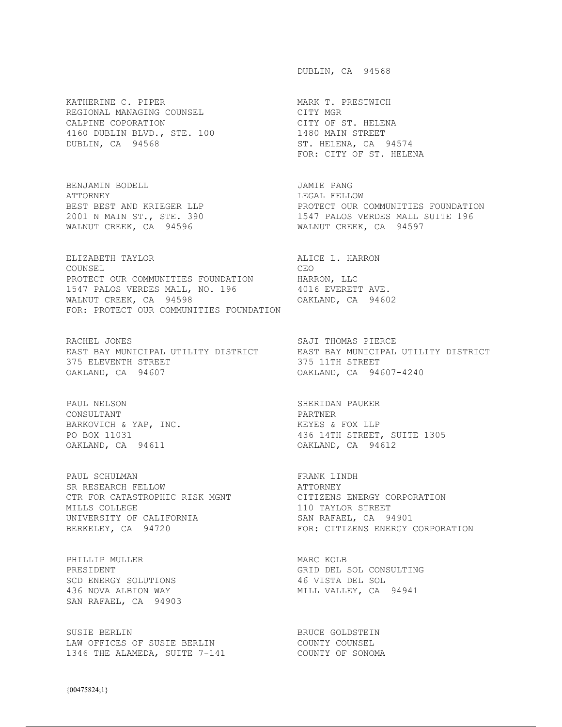DUBLIN, CA 94568

KATHERINE C. PIPER
REGIONAL MANAGING COUNSEL
CALPINE COPORATION
4160 DUBLIN BLVD., STE. 100
DUBLIN, CA 94568

MARK T. PRESTWICH
CITY MGR
CITY OF ST. HELENA
1480 MAIN STREET
ST. HELENA, CA 94574
FOR: CITY OF ST. HELENA

BENJAMIN BODELL
ATTORNEY
BEST BEST AND KRIEGER LLP
2001 N MAIN ST., STE. 390
WALNUT CREEK, CA 94596

JAMIE PANG
LEGAL FELLOW
PROTECT OUR COMMUNITIES FOUNDATION
1547 PALOS VERDES MALL SUITE 196
WALNUT CREEK, CA 94597

ELIZABETH TAYLOR
COUNSEL
PROTECT OUR COMMUNITIES FOUNDATION
1547 PALOS VERDES MALL, NO. 196
WALNUT CREEK, CA 94598
FOR: PROTECT OUR COMMUNITIES FOUNDATION

ALICE L. HARRON
CEO
HARRON, LLC
4016 EVERETT AVE.
OAKLAND, CA 94602

RACHEL JONES
EAST BAY MUNICIPAL UTILITY DISTRICT
375 ELEVENTH STREET
OAKLAND, CA 94607

SAJI THOMAS PIERCE
EAST BAY MUNICIPAL UTILITY DISTRICT
375 11TH STREET
OAKLAND, CA 94607-4240

PAUL NELSON
CONSULTANT
BARKOVICH & YAP, INC.
PO BOX 11031
OAKLAND, CA 94611

SHERIDAN PAUKER
PARTNER
KEYES & FOX LLP
436 14TH STREET, SUITE 1305
OAKLAND, CA 94612

PAUL SCHULMAN
SR RESEARCH FELLOW
CTR FOR CATASTROPHIC RISK MGNT
MILLS COLLEGE
UNIVERSITY OF CALIFORNIA
BERKELEY, CA 94720

FRANK LINDH
ATTORNEY
CITIZENS ENERGY CORPORATION
110 TAYLOR STREET
SAN RAFAEL, CA 94901
FOR: CITIZENS ENERGY CORPORATION

PHILLIP MULLER
PRESIDENT
SCD ENERGY SOLUTIONS
436 NOVA ALBION WAY
SAN RAFAEL, CA 94903

MARC KOLB
GRID DEL SOL CONSULTING
46 VISTA DEL SOL
MILL VALLEY, CA 94941

SUSIE BERLIN
LAW OFFICES OF SUSIE BERLIN
1346 THE ALAMEDA, SUITE 7-141

BRUCE GOLDSTEIN
COUNTY COUNSEL
COUNTY OF SONOMA

{00475824;1}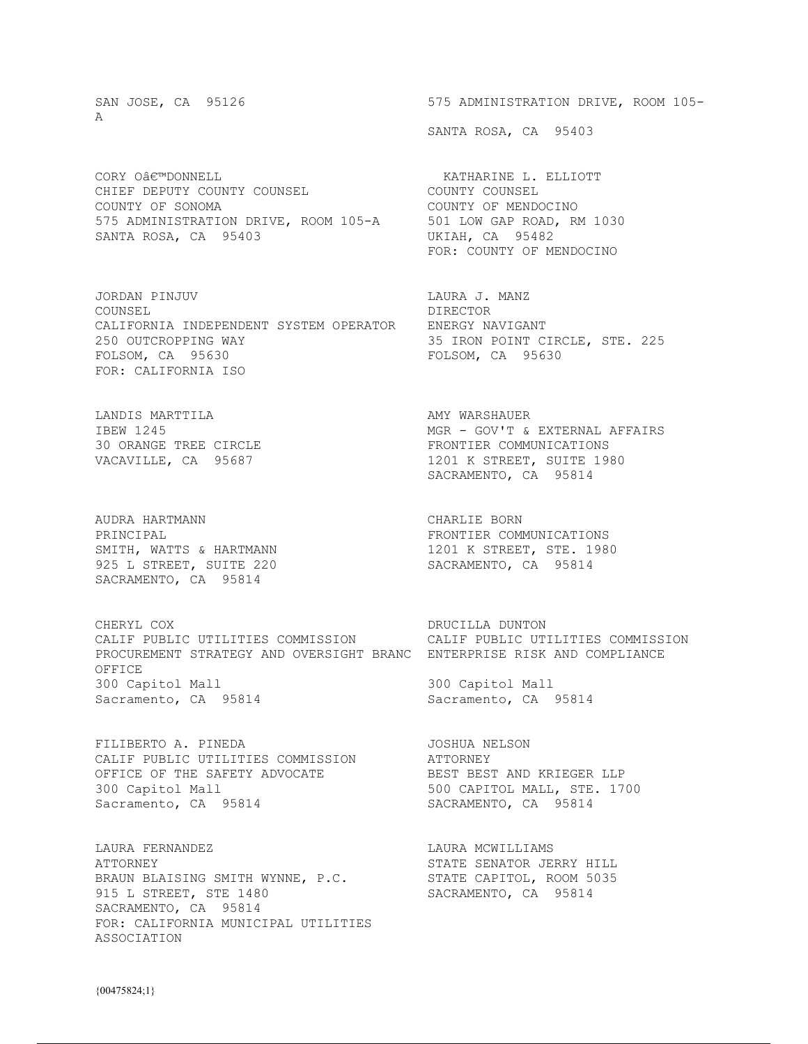SAN JOSE, CA 95126
A

575 ADMINISTRATION DRIVE, ROOM 105-
SANTA ROSA, CA 95403

CORY Oâ€™DONNELL
CHIEF DEPUTY COUNTY COUNSEL
COUNTY OF SONOMA
575 ADMINISTRATION DRIVE, ROOM 105-A
SANTA ROSA, CA 95403

KATHARINE L. ELLIOTT
COUNTY COUNSEL
COUNTY OF MENDOCINO
501 LOW GAP ROAD, RM 1030
UKIAH, CA 95482
FOR: COUNTY OF MENDOCINO

JORDAN PINJUV
COUNSEL
CALIFORNIA INDEPENDENT SYSTEM OPERATOR
250 OUTCROPPING WAY
FOLSOM, CA 95630
FOR: CALIFORNIA ISO

LAURA J. MANZ
DIRECTOR
ENERGY NAVIGANT
35 IRON POINT CIRCLE, STE. 225
FOLSOM, CA 95630

LANDIS MARTTILA
IBEW 1245
30 ORANGE TREE CIRCLE
VACAVILLE, CA 95687

AMY WARSHAUER
MGR - GOV'T & EXTERNAL AFFAIRS
FRONTIER COMMUNICATIONS
1201 K STREET, SUITE 1980
SACRAMENTO, CA 95814

AUDRA HARTMANN
PRINCIPAL
SMITH, WATTS & HARTMANN
925 L STREET, SUITE 220
SACRAMENTO, CA 95814

CHARLIE BORN
FRONTIER COMMUNICATIONS
1201 K STREET, STE. 1980
SACRAMENTO, CA 95814

CHERYL COX
CALIF PUBLIC UTILITIES COMMISSION
PROCUREMENT STRATEGY AND OVERSIGHT BRANC
OFFICE
300 Capitol Mall
Sacramento, CA 95814

DRUCILLA DUNTON
CALIF PUBLIC UTILITIES COMMISSION
ENTERPRISE RISK AND COMPLIANCE
300 Capitol Mall
Sacramento, CA 95814

FILIBERTO A. PINEDA
CALIF PUBLIC UTILITIES COMMISSION
OFFICE OF THE SAFETY ADVOCATE
300 Capitol Mall
Sacramento, CA 95814

JOSHUA NELSON
ATTORNEY
BEST BEST AND KRIEGER LLP
500 CAPITOL MALL, STE. 1700
SACRAMENTO, CA 95814

LAURA FERNANDEZ
ATTORNEY
BRAUN BLAISING SMITH WYNNE, P.C.
915 L STREET, STE 1480
SACRAMENTO, CA 95814
FOR: CALIFORNIA MUNICIPAL UTILITIES ASSOCIATION

LAURA MCWILLIAMS
STATE SENATOR JERRY HILL
STATE CAPITOL, ROOM 5035
SACRAMENTO, CA 95814

{00475824;1}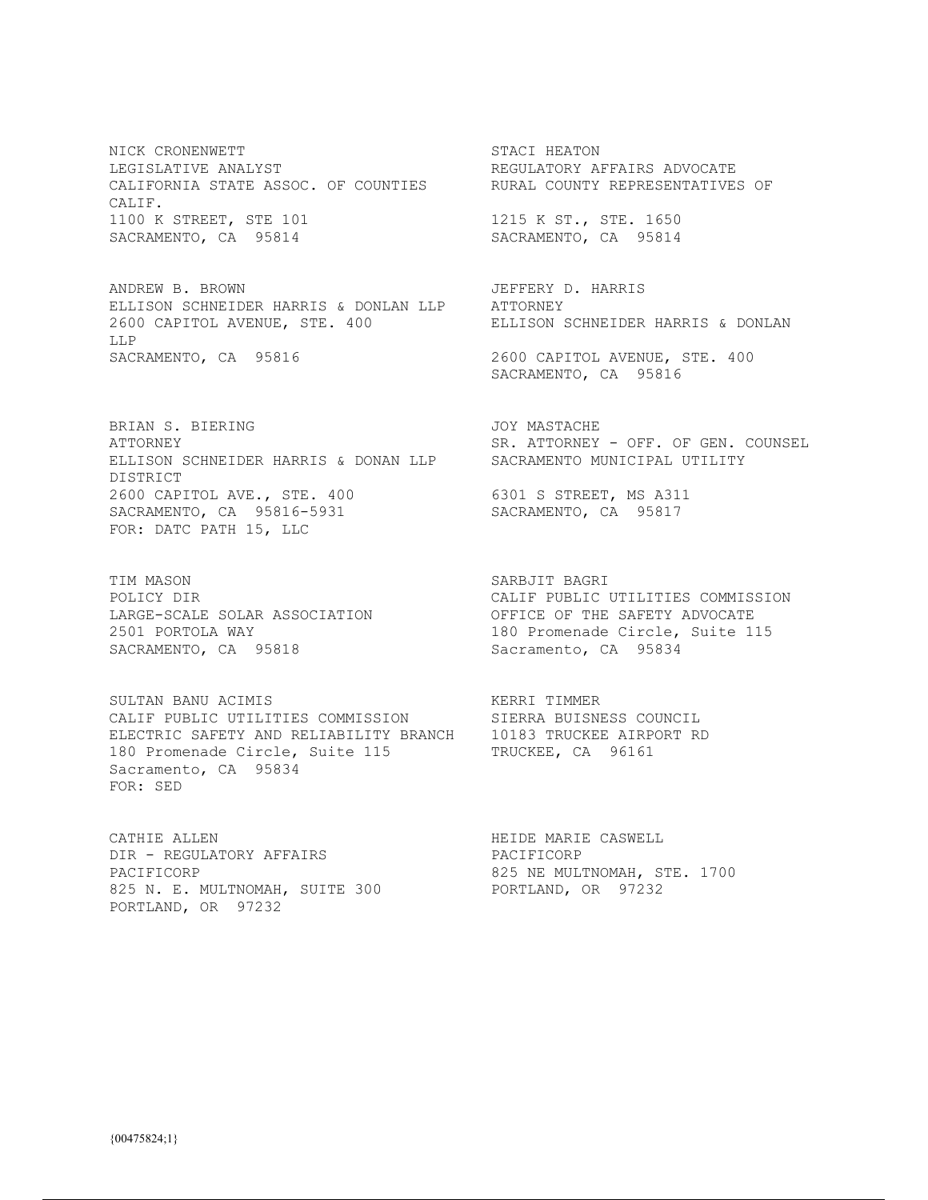NICK CRONENWETT
LEGISLATIVE ANALYST
CALIFORNIA STATE ASSOC. OF COUNTIES CALIF.
1100 K STREET, STE 101
SACRAMENTO, CA 95814

STACI HEATON
REGULATORY AFFAIRS ADVOCATE
RURAL COUNTY REPRESENTATIVES OF
1215 K ST., STE. 1650
SACRAMENTO, CA 95814

ANDREW B. BROWN
ELLISON SCHNEIDER HARRIS & DONLAN LLP
2600 CAPITOL AVENUE, STE. 400
SACRAMENTO, CA 95816

JEFFERY D. HARRIS
ATTORNEY
ELLISON SCHNEIDER HARRIS & DONLAN LLP
2600 CAPITOL AVENUE, STE. 400
SACRAMENTO, CA 95816

BRIAN S. BIERING
ATTORNEY
ELLISON SCHNEIDER HARRIS & DONAN LLP
2600 CAPITOL AVE., STE. 400
SACRAMENTO, CA 95816-5931
FOR: DATC PATH 15, LLC

JOY MASTACHE
SR. ATTORNEY - OFF. OF GEN. COUNSEL
SACRAMENTO MUNICIPAL UTILITY DISTRICT
6301 S STREET, MS A311
SACRAMENTO, CA 95817

TIM MASON
POLICY DIR
LARGE-SCALE SOLAR ASSOCIATION
2501 PORTOLA WAY
SACRAMENTO, CA 95818

SARBJIT BAGRI
CALIF PUBLIC UTILITIES COMMISSION
OFFICE OF THE SAFETY ADVOCATE
180 Promenade Circle, Suite 115
Sacramento, CA 95834

SULTAN BANU ACIMIS
CALIF PUBLIC UTILITIES COMMISSION
ELECTRIC SAFETY AND RELIABILITY BRANCH
180 Promenade Circle, Suite 115
Sacramento, CA 95834
FOR: SED

KERRI TIMMER
SIERRA BUISNESS COUNCIL
10183 TRUCKEE AIRPORT RD
TRUCKEE, CA 96161

CATHIE ALLEN
DIR - REGULATORY AFFAIRS
PACIFICORP
825 N. E. MULTNOMAH, SUITE 300
PORTLAND, OR 97232

HEIDE MARIE CASWELL
PACIFICORP
825 NE MULTNOMAH, STE. 1700
PORTLAND, OR 97232

{00475824;1}